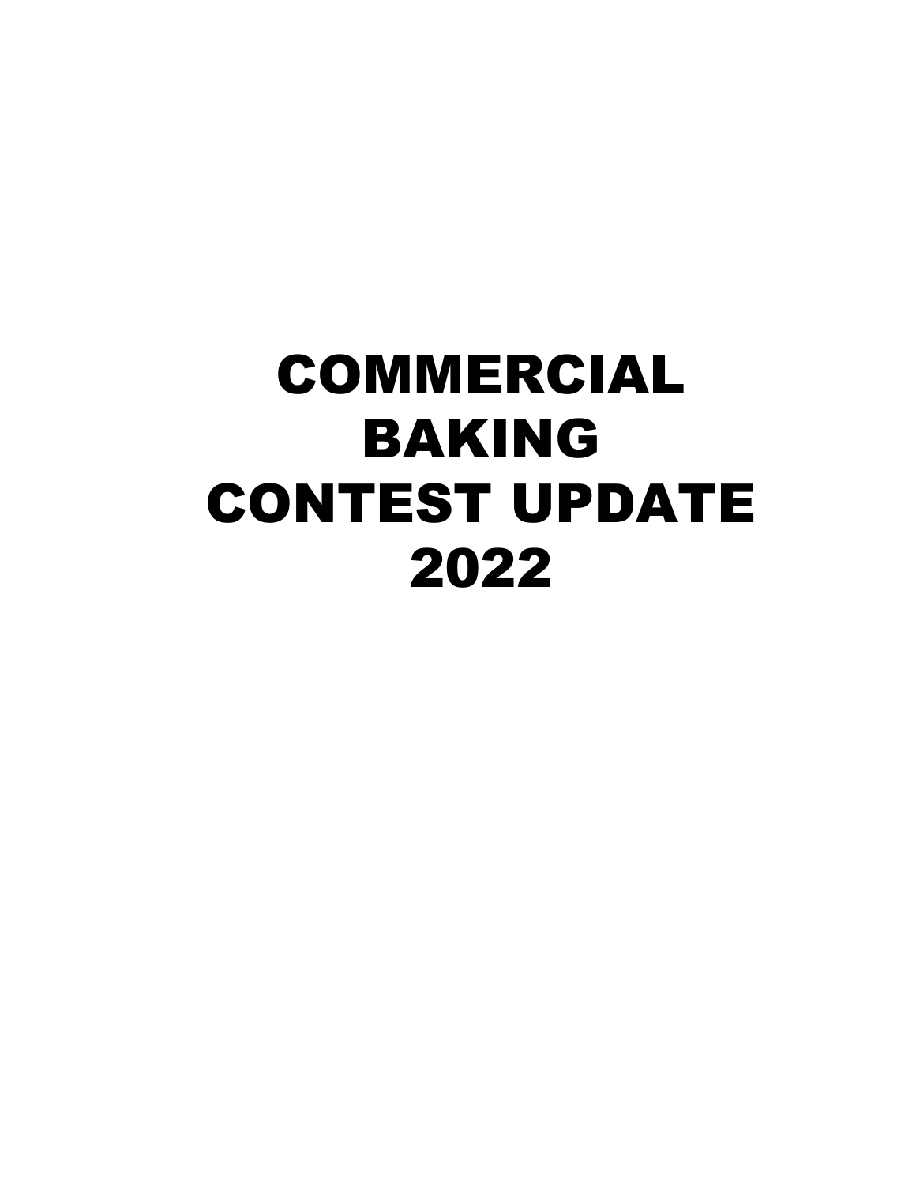# COMMERCIAL BAKING CONTEST UPDATE 2022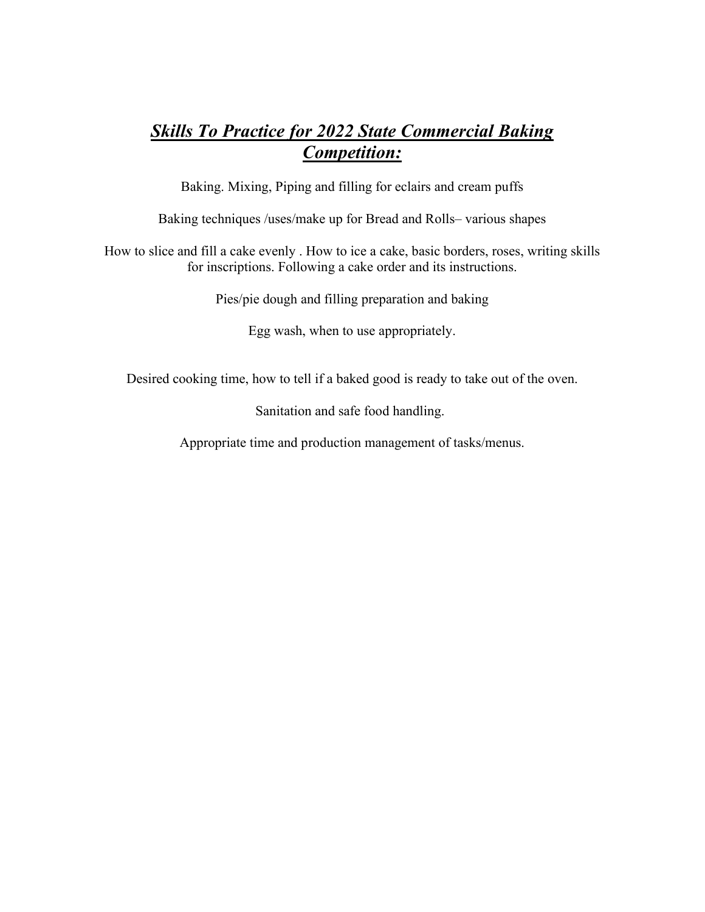# ***Skills To Practice for 2022 State Commercial Baking Competition:***

Baking. Mixing, Piping and filling for eclairs and cream puffs

Baking techniques /uses/make up for Bread and Rolls– various shapes

How to slice and fill a cake evenly . How to ice a cake, basic borders, roses, writing skills for inscriptions. Following a cake order and its instructions.

Pies/pie dough and filling preparation and baking

Egg wash, when to use appropriately.

Desired cooking time, how to tell if a baked good is ready to take out of the oven.

Sanitation and safe food handling.

Appropriate time and production management of tasks/menus.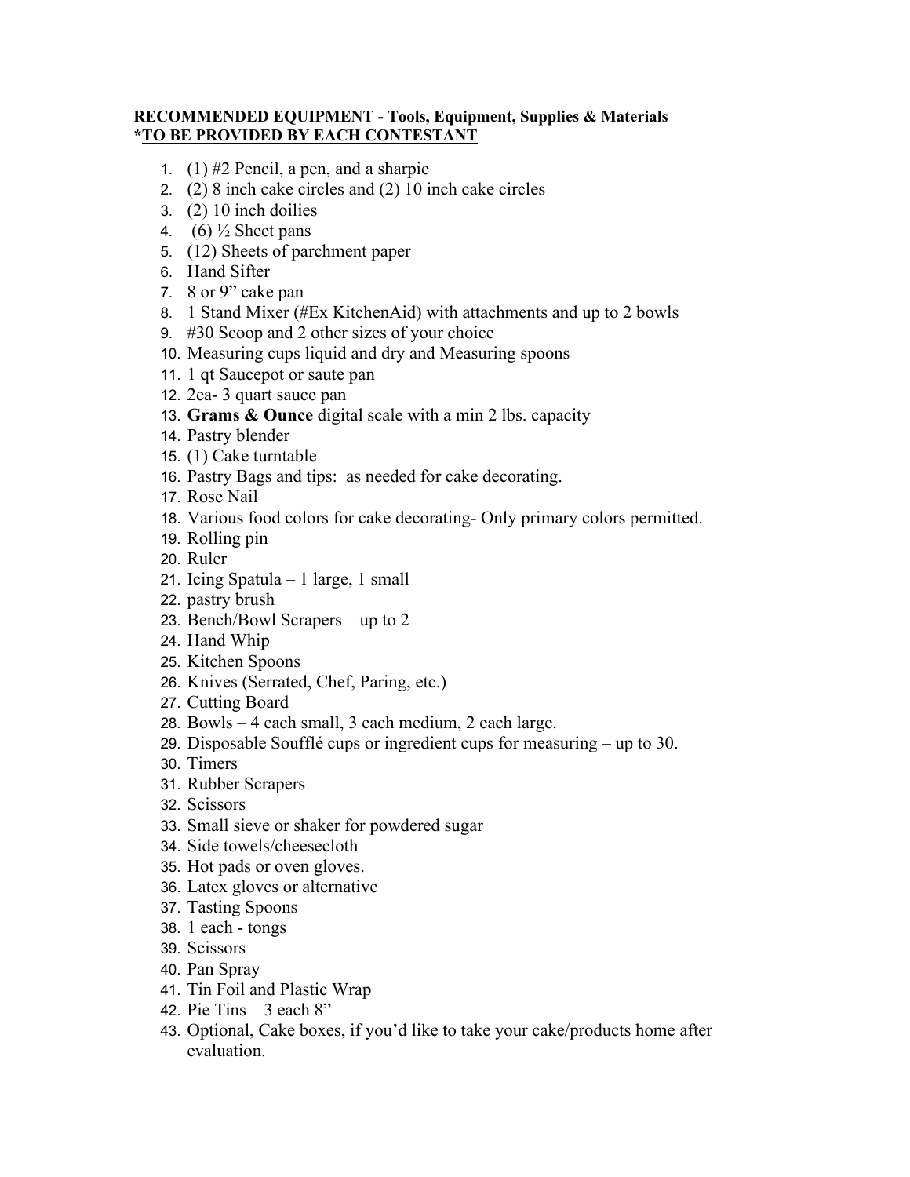**RECOMMENDED EQUIPMENT - Tools, Equipment, Supplies & Materials**
***TO BE PROVIDED BY EACH CONTESTANT**

1. (1) #2 Pencil, a pen, and a sharpie
2. (2) 8 inch cake circles and (2) 10 inch cake circles
3. (2) 10 inch doilies
4. (6) ½ Sheet pans
5. (12) Sheets of parchment paper
6. Hand Sifter
7. 8 or 9" cake pan
8. 1 Stand Mixer (#Ex KitchenAid) with attachments and up to 2 bowls
9. #30 Scoop and 2 other sizes of your choice
10. Measuring cups liquid and dry and Measuring spoons
11. 1 qt Saucepot or saute pan
12. 2ea- 3 quart sauce pan
13. **Grams & Ounce** digital scale with a min 2 lbs. capacity
14. Pastry blender
15. (1) Cake turntable
16. Pastry Bags and tips: as needed for cake decorating.
17. Rose Nail
18. Various food colors for cake decorating- Only primary colors permitted.
19. Rolling pin
20. Ruler
21. Icing Spatula – 1 large, 1 small
22. pastry brush
23. Bench/Bowl Scrapers – up to 2
24. Hand Whip
25. Kitchen Spoons
26. Knives (Serrated, Chef, Paring, etc.)
27. Cutting Board
28. Bowls – 4 each small, 3 each medium, 2 each large.
29. Disposable Soufflé cups or ingredient cups for measuring – up to 30.
30. Timers
31. Rubber Scrapers
32. Scissors
33. Small sieve or shaker for powdered sugar
34. Side towels/cheesecloth
35. Hot pads or oven gloves.
36. Latex gloves or alternative
37. Tasting Spoons
38. 1 each - tongs
39. Scissors
40. Pan Spray
41. Tin Foil and Plastic Wrap
42. Pie Tins – 3 each 8"
43. Optional, Cake boxes, if you'd like to take your cake/products home after evaluation.